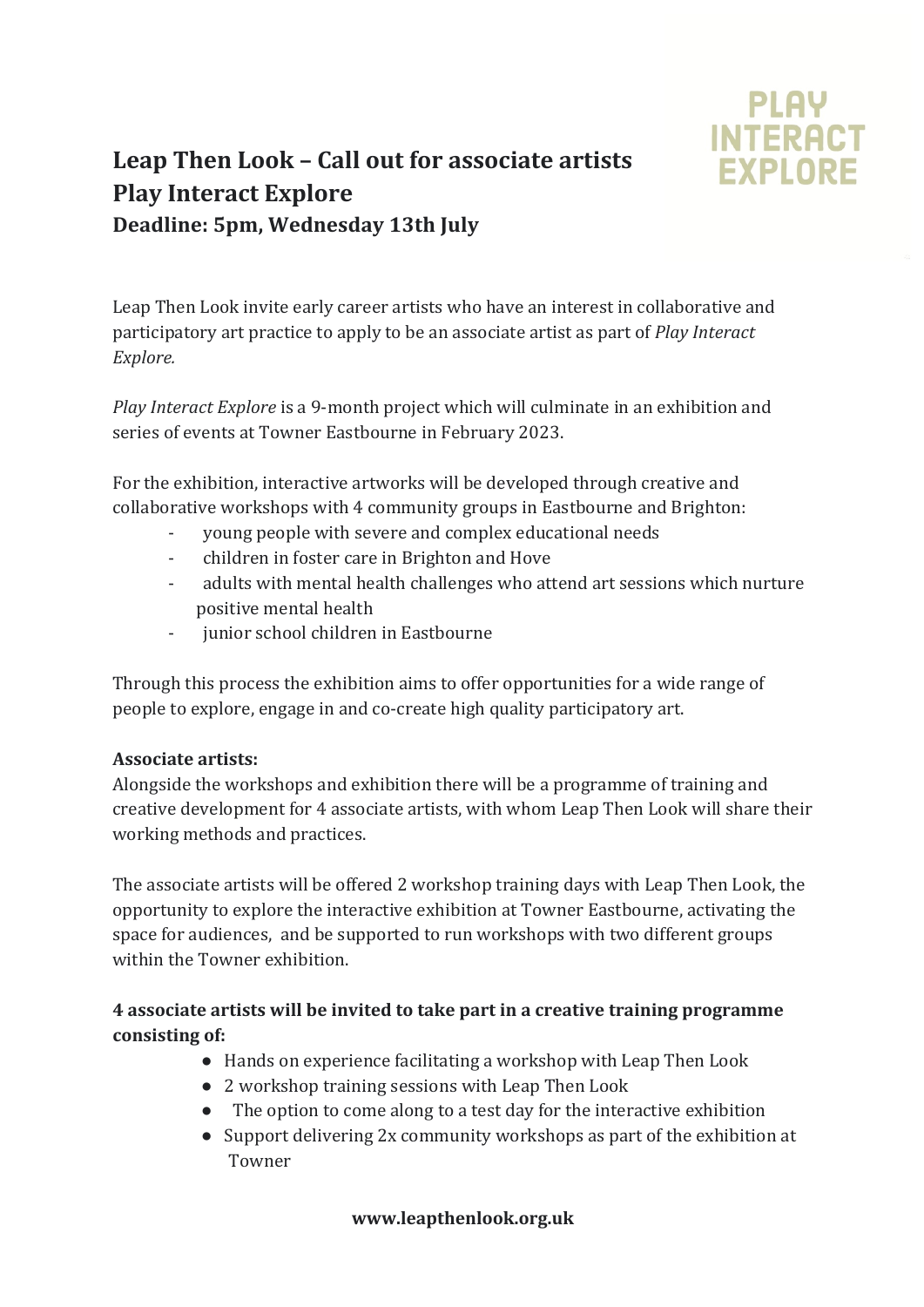# Leap Then Look – Call out for associate artists
# Play Interact Explore
### Deadline: 5pm, Wednesday 13th July

PLAY INTERACT EXPLORE

Leap Then Look invite early career artists who have an interest in collaborative and participatory art practice to apply to be an associate artist as part of *Play Interact Explore.*

*Play Interact Explore* is a 9-month project which will culminate in an exhibition and series of events at Towner Eastbourne in February 2023.

For the exhibition, interactive artworks will be developed through creative and collaborative workshops with 4 community groups in Eastbourne and Brighton:

- young people with severe and complex educational needs
- children in foster care in Brighton and Hove
- adults with mental health challenges who attend art sessions which nurture positive mental health
- junior school children in Eastbourne

Through this process the exhibition aims to offer opportunities for a wide range of people to explore, engage in and co-create high quality participatory art.

**Associate artists:**

Alongside the workshops and exhibition there will be a programme of training and creative development for 4 associate artists, with whom Leap Then Look will share their working methods and practices.

The associate artists will be offered 2 workshop training days with Leap Then Look, the opportunity to explore the interactive exhibition at Towner Eastbourne, activating the space for audiences, and be supported to run workshops with two different groups within the Towner exhibition.

**4 associate artists will be invited to take part in a creative training programme consisting of:**

- Hands on experience facilitating a workshop with Leap Then Look
- 2 workshop training sessions with Leap Then Look
- The option to come along to a test day for the interactive exhibition
- Support delivering 2x community workshops as part of the exhibition at Towner

**www.leapthenlook.org.uk**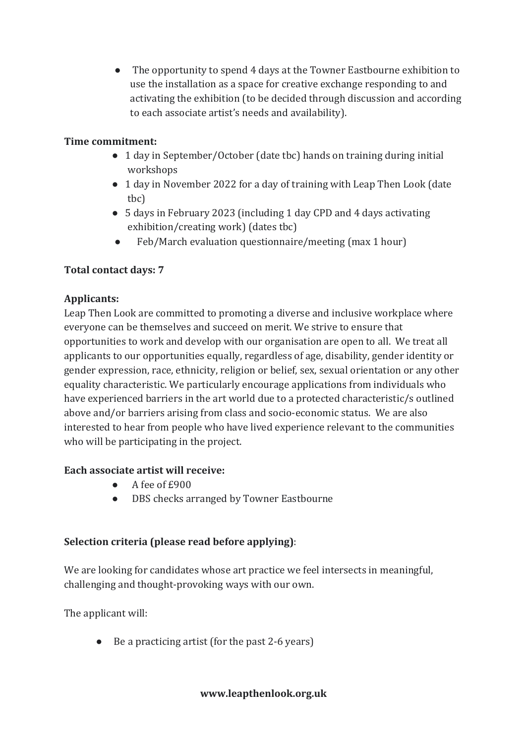- The opportunity to spend 4 days at the Towner Eastbourne exhibition to use the installation as a space for creative exchange responding to and activating the exhibition (to be decided through discussion and according to each associate artist's needs and availability).

**Time commitment:**

- 1 day in September/October (date tbc) hands on training during initial workshops
- 1 day in November 2022 for a day of training with Leap Then Look (date tbc)
- 5 days in February 2023 (including 1 day CPD and 4 days activating exhibition/creating work) (dates tbc)
- Feb/March evaluation questionnaire/meeting (max 1 hour)

**Total contact days: 7**

**Applicants:**

Leap Then Look are committed to promoting a diverse and inclusive workplace where everyone can be themselves and succeed on merit. We strive to ensure that opportunities to work and develop with our organisation are open to all. We treat all applicants to our opportunities equally, regardless of age, disability, gender identity or gender expression, race, ethnicity, religion or belief, sex, sexual orientation or any other equality characteristic. We particularly encourage applications from individuals who have experienced barriers in the art world due to a protected characteristic/s outlined above and/or barriers arising from class and socio-economic status. We are also interested to hear from people who have lived experience relevant to the communities who will be participating in the project.

**Each associate artist will receive:**

- A fee of £900
- DBS checks arranged by Towner Eastbourne

**Selection criteria (please read before applying)**:

We are looking for candidates whose art practice we feel intersects in meaningful, challenging and thought-provoking ways with our own.

The applicant will:

- Be a practicing artist (for the past 2-6 years)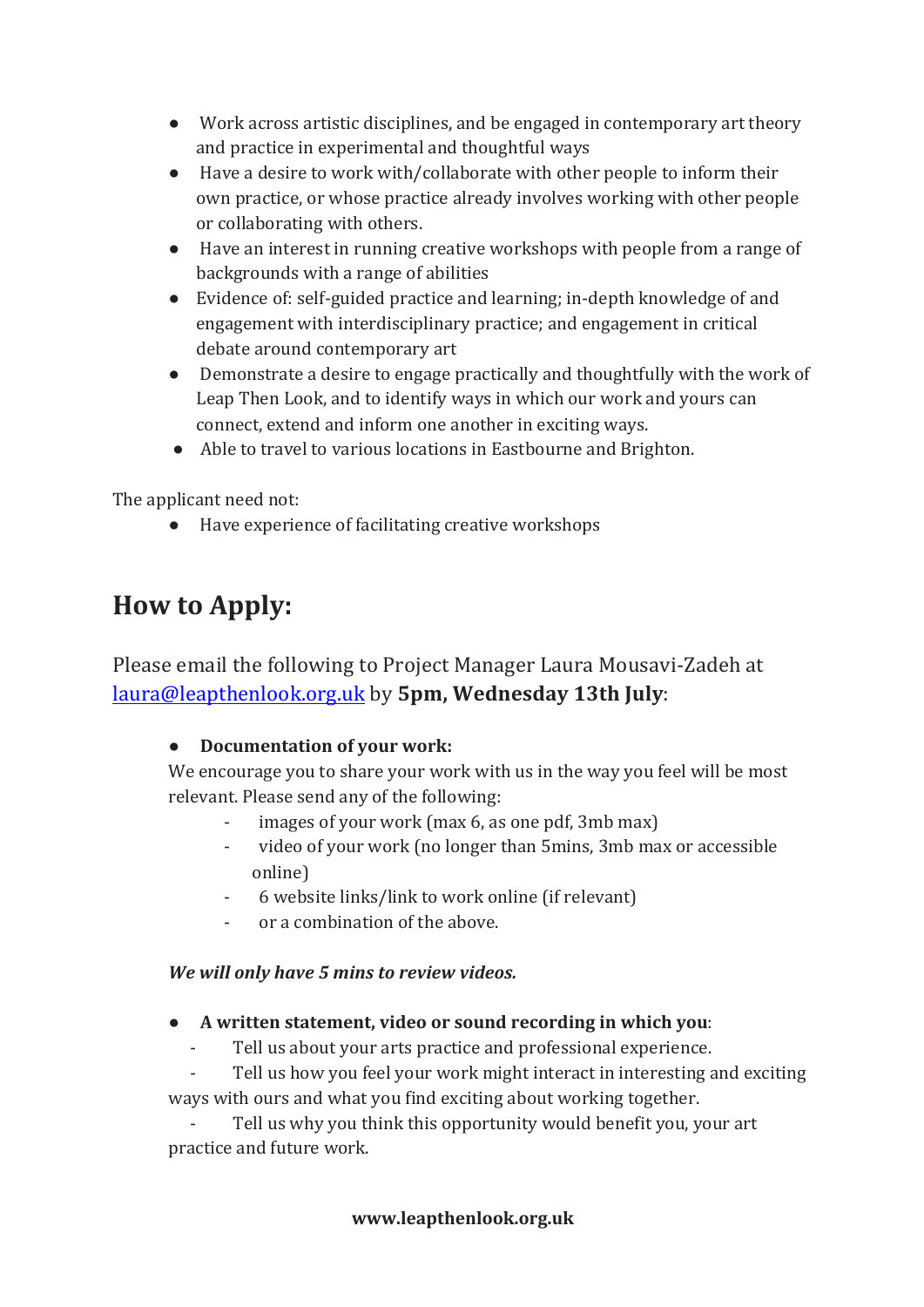- Work across artistic disciplines, and be engaged in contemporary art theory and practice in experimental and thoughtful ways
- Have a desire to work with/collaborate with other people to inform their own practice, or whose practice already involves working with other people or collaborating with others.
- Have an interest in running creative workshops with people from a range of backgrounds with a range of abilities
- Evidence of: self-guided practice and learning; in-depth knowledge of and engagement with interdisciplinary practice; and engagement in critical debate around contemporary art
- Demonstrate a desire to engage practically and thoughtfully with the work of Leap Then Look, and to identify ways in which our work and yours can connect, extend and inform one another in exciting ways.
- Able to travel to various locations in Eastbourne and Brighton.

The applicant need not:

- Have experience of facilitating creative workshops

## How to Apply:

Please email the following to Project Manager Laura Mousavi-Zadeh at [laura@leapthenlook.org.uk](mailto:laura@leapthenlook.org.uk) by **5pm, Wednesday 13th July**:

- **Documentation of your work:**
  We encourage you to share your work with us in the way you feel will be most relevant. Please send any of the following:
  - images of your work (max 6, as one pdf, 3mb max)
  - video of your work (no longer than 5mins, 3mb max or accessible online)
  - 6 website links/link to work online (if relevant)
  - or a combination of the above.

  ***We will only have 5 mins to review videos.***

- **A written statement, video or sound recording in which you**:
  - Tell us about your arts practice and professional experience.
  - Tell us how you feel your work might interact in interesting and exciting ways with ours and what you find exciting about working together.
  - Tell us why you think this opportunity would benefit you, your art practice and future work.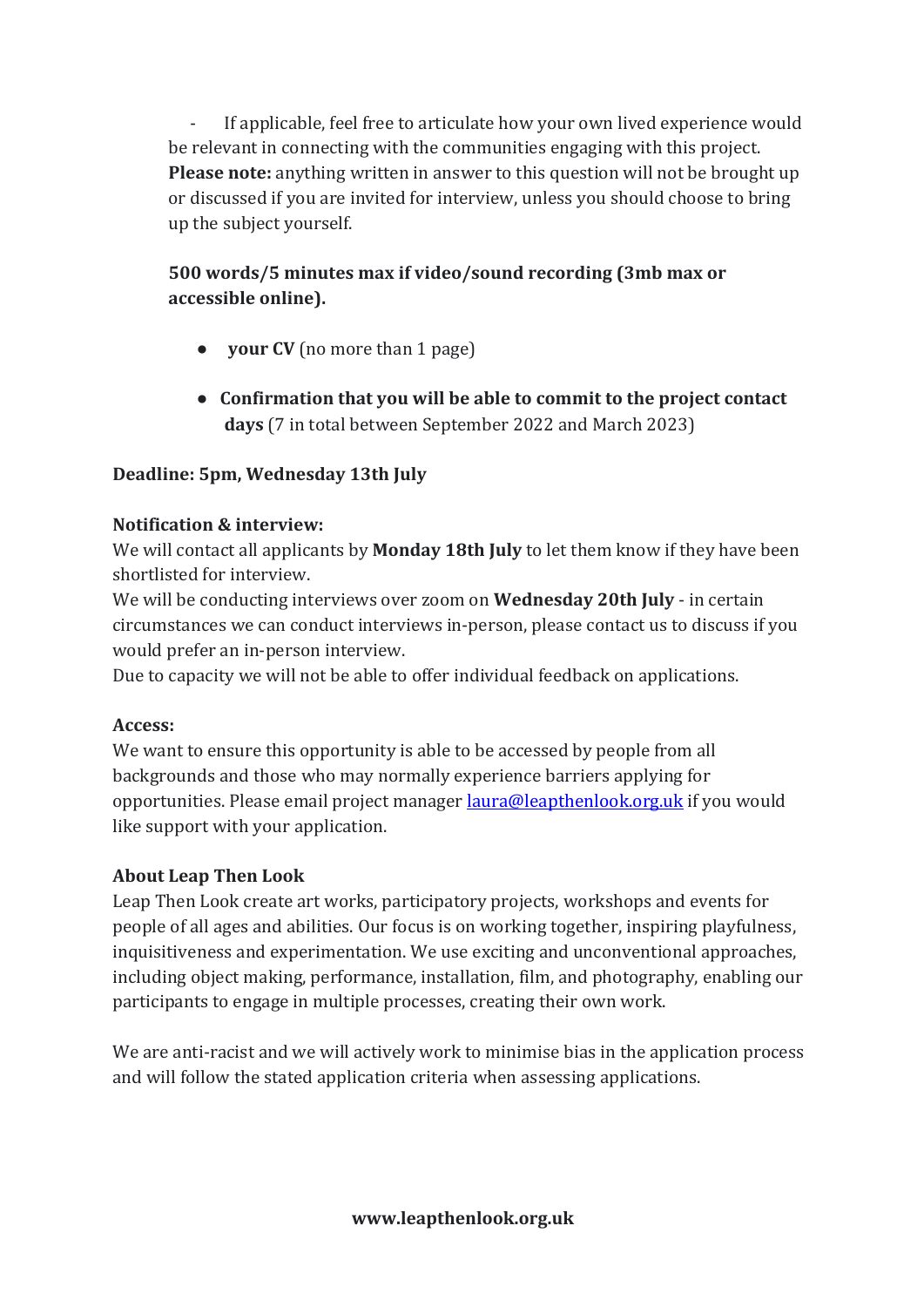- If applicable, feel free to articulate how your own lived experience would be relevant in connecting with the communities engaging with this project. **Please note:** anything written in answer to this question will not be brought up or discussed if you are invited for interview, unless you should choose to bring up the subject yourself.

**500 words/5 minutes max if video/sound recording (3mb max or accessible online).**

- **your CV** (no more than 1 page)
- **Confirmation that you will be able to commit to the project contact days** (7 in total between September 2022 and March 2023)

**Deadline: 5pm, Wednesday 13th July**

**Notification & interview:**
We will contact all applicants by **Monday 18th July** to let them know if they have been shortlisted for interview.
We will be conducting interviews over zoom on **Wednesday 20th July** - in certain circumstances we can conduct interviews in-person, please contact us to discuss if you would prefer an in-person interview.
Due to capacity we will not be able to offer individual feedback on applications.

**Access:**
We want to ensure this opportunity is able to be accessed by people from all backgrounds and those who may normally experience barriers applying for opportunities. Please email project manager [laura@leapthenlook.org.uk](mailto:laura@leapthenlook.org.uk) if you would like support with your application.

**About Leap Then Look**
Leap Then Look create art works, participatory projects, workshops and events for people of all ages and abilities. Our focus is on working together, inspiring playfulness, inquisitiveness and experimentation. We use exciting and unconventional approaches, including object making, performance, installation, film, and photography, enabling our participants to engage in multiple processes, creating their own work.

We are anti-racist and we will actively work to minimise bias in the application process and will follow the stated application criteria when assessing applications.

**www.leapthenlook.org.uk**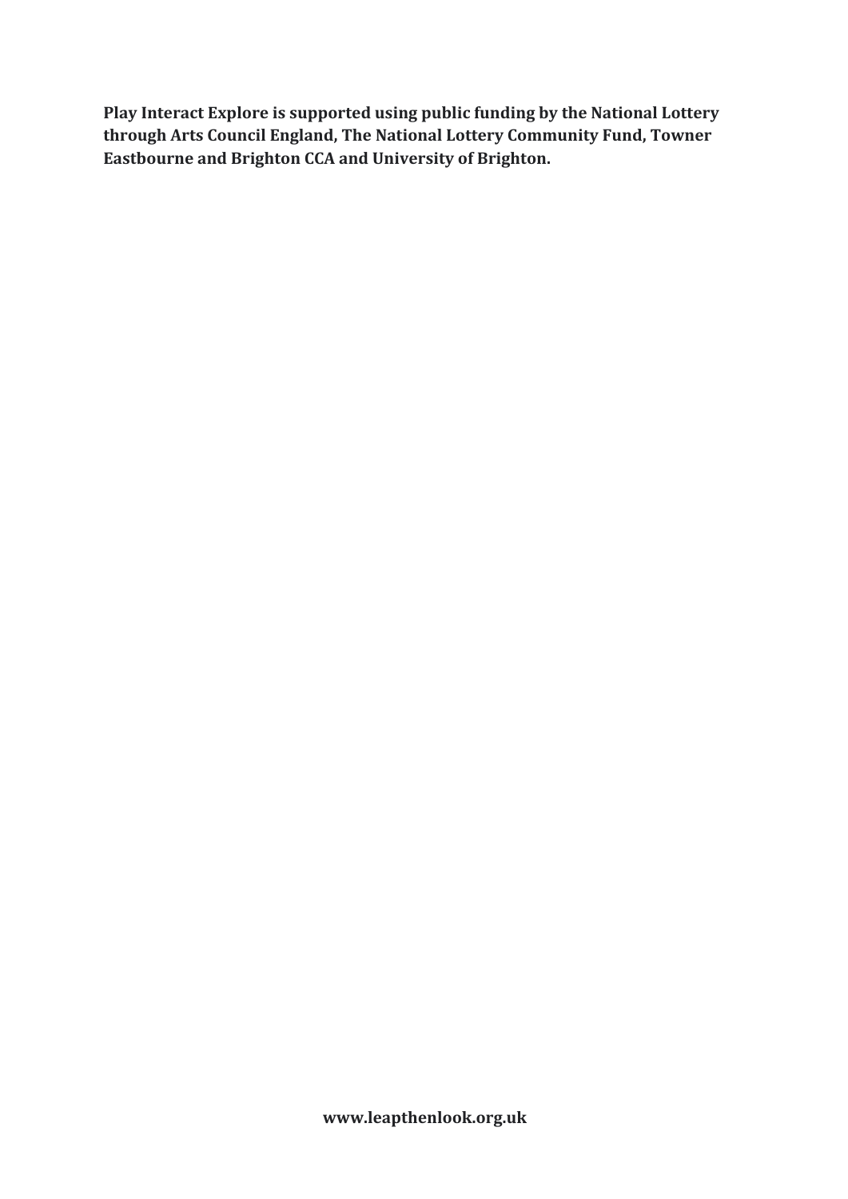**Play Interact Explore is supported using public funding by the National Lottery through Arts Council England, The National Lottery Community Fund, Towner Eastbourne and Brighton CCA and University of Brighton.**

**www.leapthenlook.org.uk**